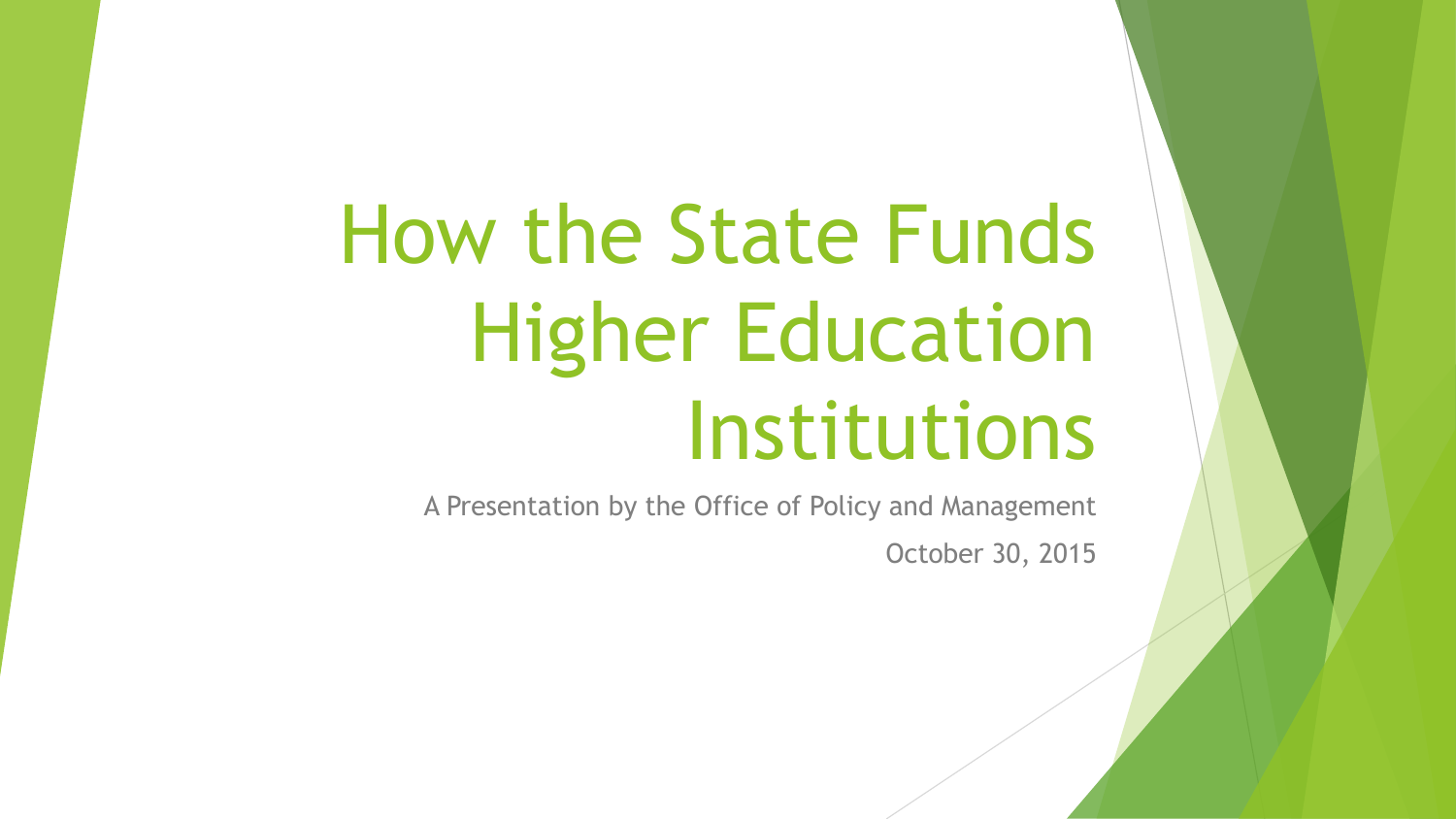# How the State Funds Higher Education Institutions

A Presentation by the Office of Policy and Management

October 30, 2015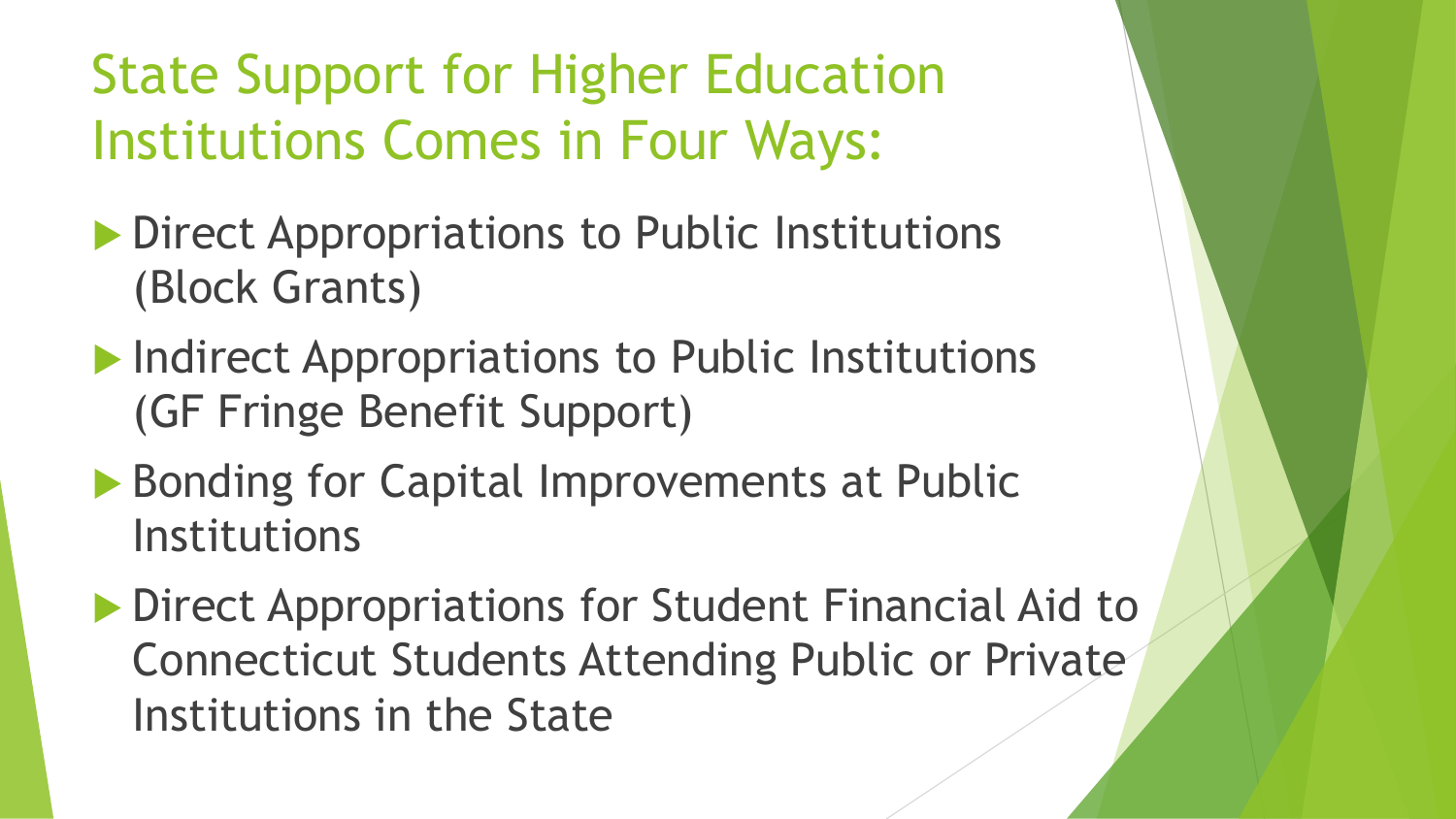# State Support for Higher Education Institutions Comes in Four Ways:

- Direct Appropriations to Public Institutions (Block Grants)
- Indirect Appropriations to Public Institutions (GF Fringe Benefit Support)
- Bonding for Capital Improvements at Public Institutions
- Direct Appropriations for Student Financial Aid to Connecticut Students Attending Public or Private Institutions in the State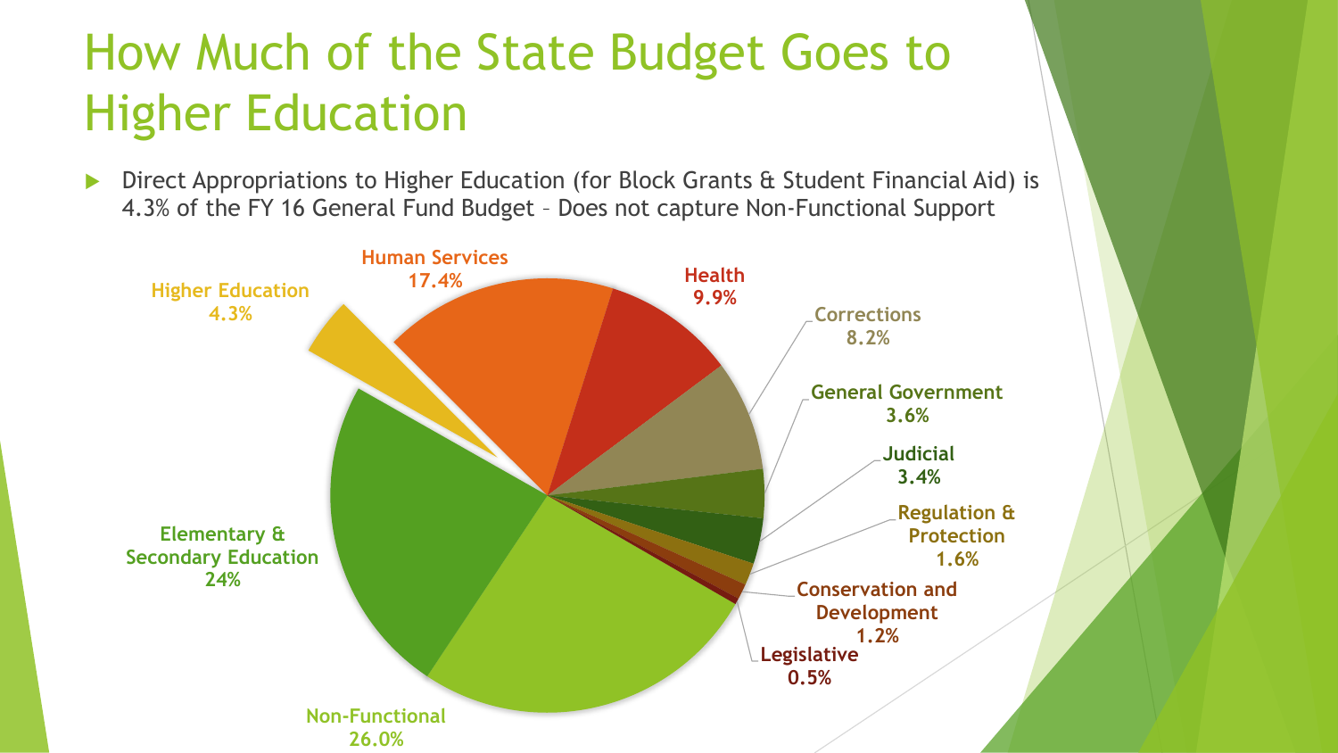# How Much of the State Budget Goes to Higher Education

- Direct Appropriations to Higher Education (for Block Grants & Student Financial Aid) is 4.3% of the FY 16 General Fund Budget – Does not capture Non-Functional Support

Higher Education
4.3%

Human Services
17.4%

Health
9.9%

Corrections
8.2%

General Government
3.6%

Judicial
3.4%

Regulation & Protection
1.6%

Conservation and Development
1.2%

Legislative
0.5%

Non-Functional
26.0%

Elementary & Secondary Education
24%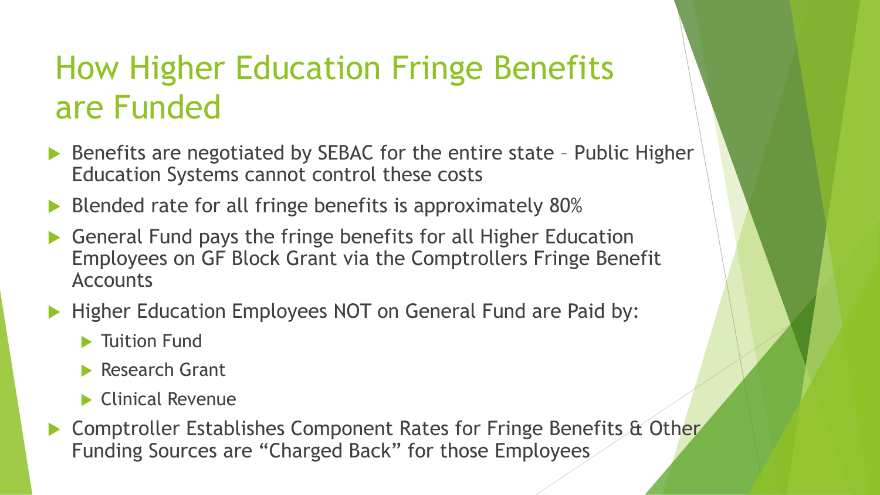# How Higher Education Fringe Benefits are Funded

- Benefits are negotiated by SEBAC for the entire state – Public Higher Education Systems cannot control these costs
- Blended rate for all fringe benefits is approximately 80%
- General Fund pays the fringe benefits for all Higher Education Employees on GF Block Grant via the Comptrollers Fringe Benefit Accounts
- Higher Education Employees NOT on General Fund are Paid by:
  - Tuition Fund
  - Research Grant
  - Clinical Revenue
- Comptroller Establishes Component Rates for Fringe Benefits & Other Funding Sources are "Charged Back" for those Employees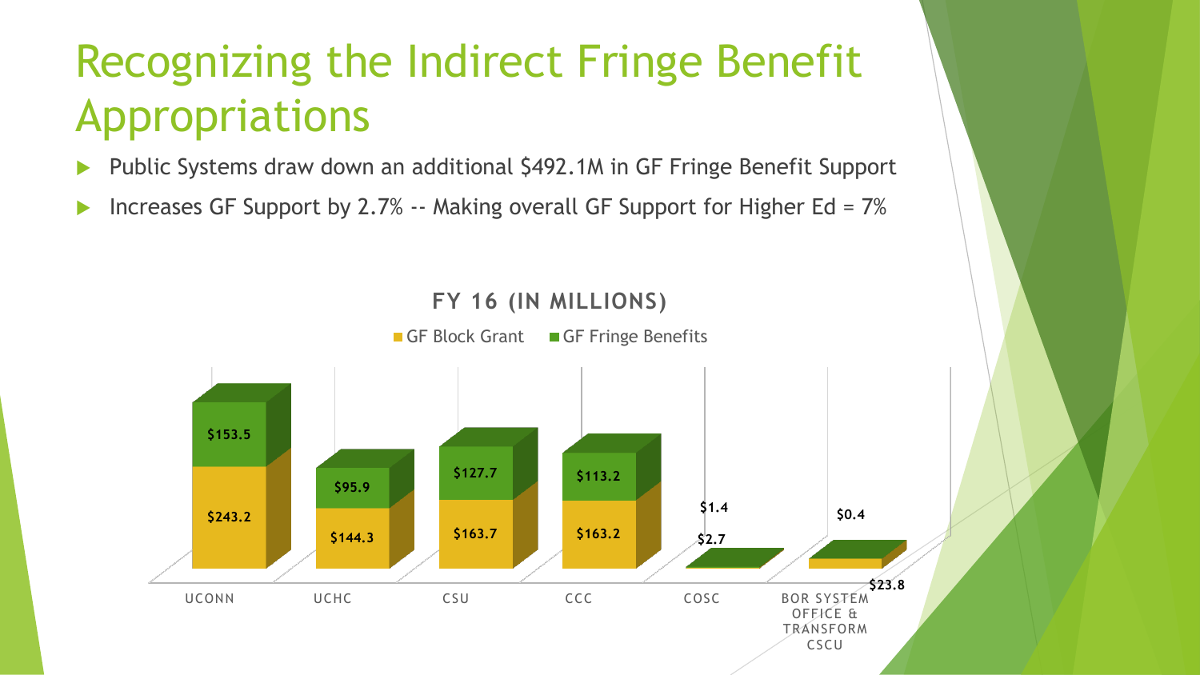# Recognizing the Indirect Fringe Benefit Appropriations

- Public Systems draw down an additional $492.1M in GF Fringe Benefit Support
- Increases GF Support by 2.7% -- Making overall GF Support for Higher Ed = 7%

**FY 16 (IN MILLIONS)**

| | GF Block Grant | GF Fringe Benefits |
|---|---|---|
| UCONN | $243.2 | $153.5 |
| UCHC | $144.3 | $95.9 |
| CSU | $163.7 | $127.7 |
| CCC | $163.2 | $113.2 |
| COSC | $2.7 | $1.4 |
| BOR SYSTEM OFFICE & TRANSFORM CSCU | $23.8 | $0.4 |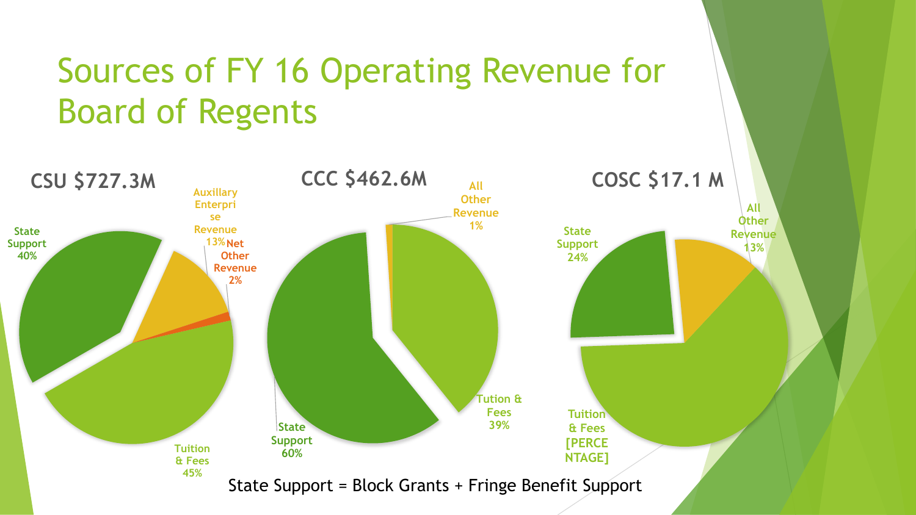# Sources of FY 16 Operating Revenue for Board of Regents

### CSU $727.3M

- State Support 40%
- Auxillary Enterprise Revenue 13%
- Net Other Revenue 2%
- Tuition & Fees 45%

### CCC $462.6M

- All Other Revenue 1%
- Tution & Fees 39%
- State Support 60%

### COSC $17.1 M

- State Support 24%
- All Other Revenue 13%
- Tuition & Fees [PERCENTAGE]

State Support = Block Grants + Fringe Benefit Support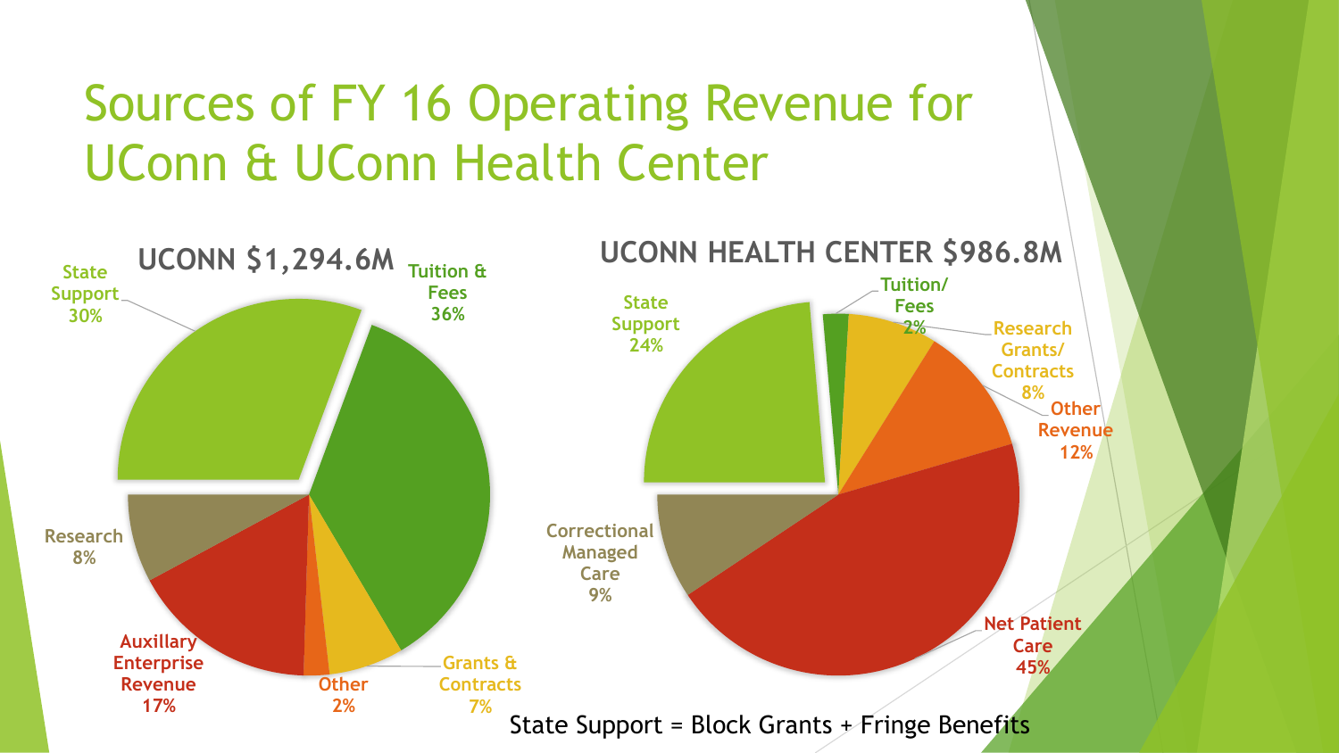# Sources of FY 16 Operating Revenue for UConn & UConn Health Center

## UCONN $1,294.6M

- Tuition & Fees 36%
- State Support 30%
- Auxillary Enterprise Revenue 17%
- Research 8%
- Grants & Contracts 7%
- Other 2%

## UCONN HEALTH CENTER $986.8M

- Net Patient Care 45%
- State Support 24%
- Other Revenue 12%
- Correctional Managed Care 9%
- Research Grants/ Contracts 8%
- Tuition/ Fees 2%

State Support = Block Grants + Fringe Benefits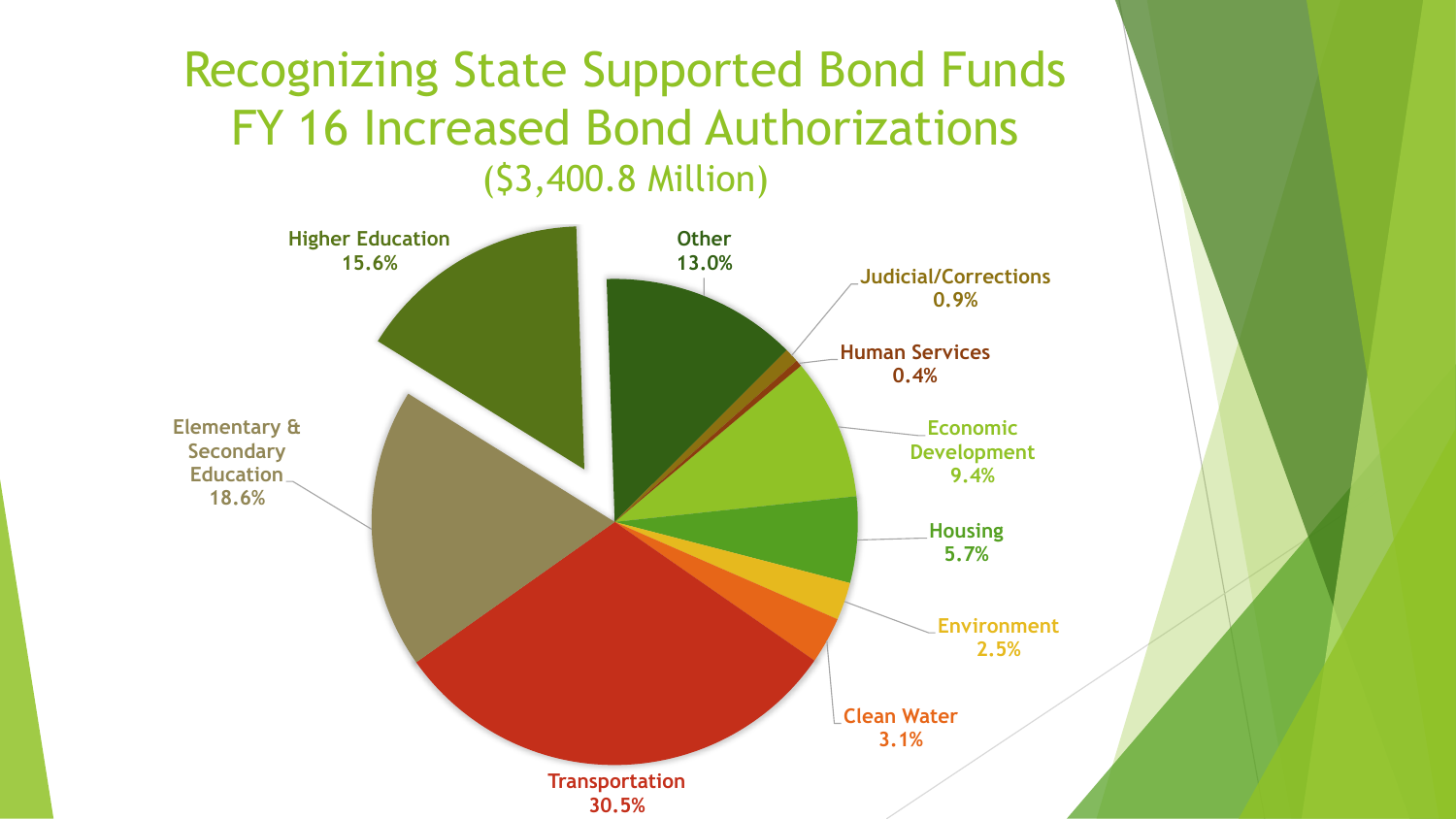# Recognizing State Supported Bond Funds FY 16 Increased Bond Authorizations

($3,400.8 Million)

| Category | Percentage |
|---|---|
| Higher Education | 15.6% |
| Other | 13.0% |
| Judicial/Corrections | 0.9% |
| Human Services | 0.4% |
| Economic Development | 9.4% |
| Housing | 5.7% |
| Environment | 2.5% |
| Clean Water | 3.1% |
| Transportation | 30.5% |
| Elementary & Secondary Education | 18.6% |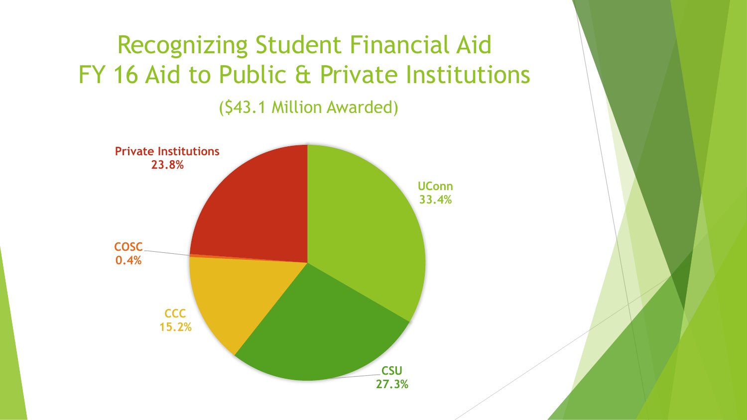# Recognizing Student Financial Aid
# FY 16 Aid to Public & Private Institutions

($43.1 Million Awarded)

| Institution | Share |
| --- | --- |
| UConn | 33.4% |
| CSU | 27.3% |
| CCC | 15.2% |
| COSC | 0.4% |
| Private Institutions | 23.8% |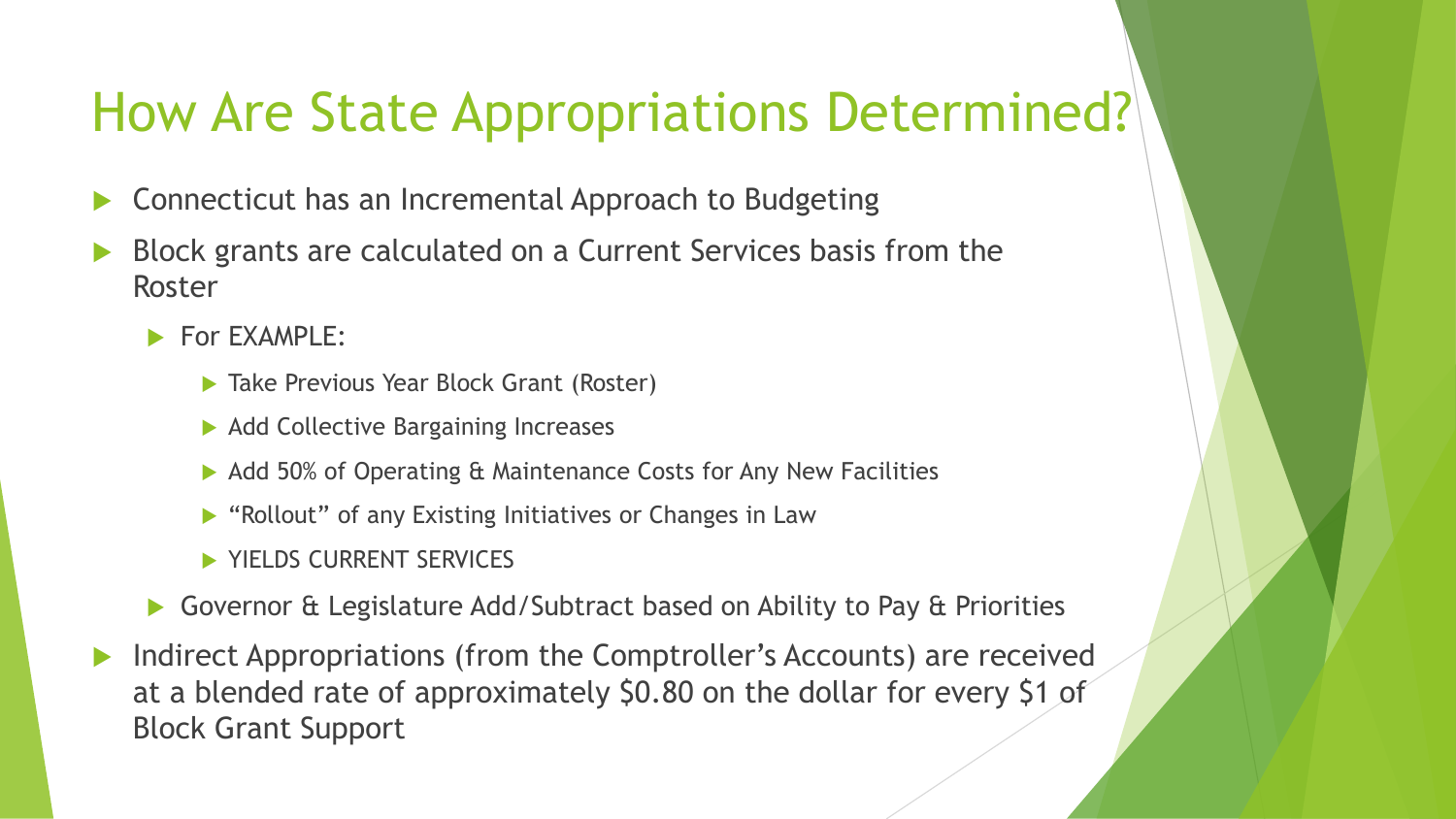# How Are State Appropriations Determined?

- Connecticut has an Incremental Approach to Budgeting
- Block grants are calculated on a Current Services basis from the Roster
  - For EXAMPLE:
    - Take Previous Year Block Grant (Roster)
    - Add Collective Bargaining Increases
    - Add 50% of Operating & Maintenance Costs for Any New Facilities
    - "Rollout" of any Existing Initiatives or Changes in Law
    - YIELDS CURRENT SERVICES
  - Governor & Legislature Add/Subtract based on Ability to Pay & Priorities
- Indirect Appropriations (from the Comptroller's Accounts) are received at a blended rate of approximately $0.80 on the dollar for every $1 of Block Grant Support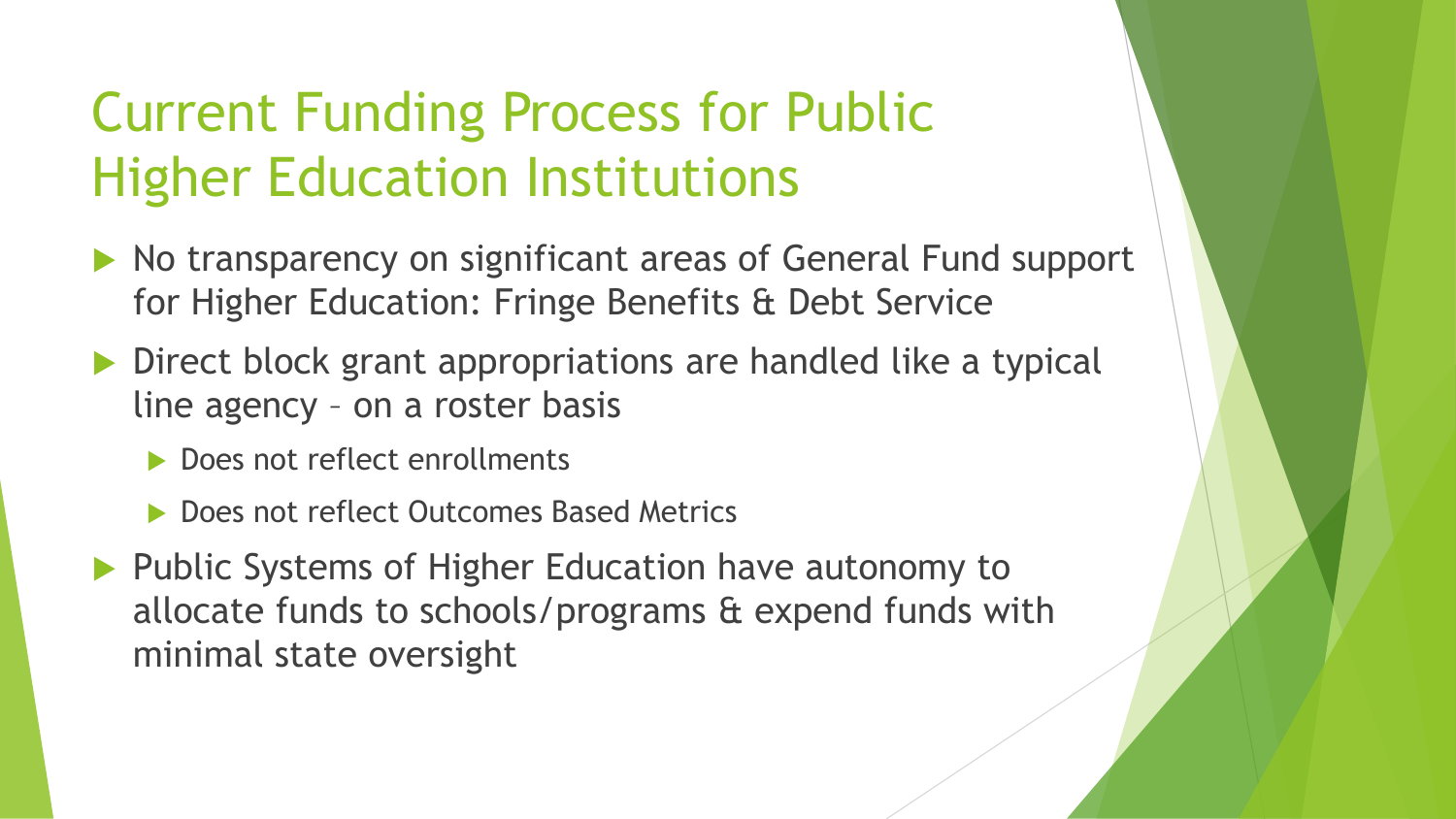# Current Funding Process for Public Higher Education Institutions

- No transparency on significant areas of General Fund support for Higher Education: Fringe Benefits & Debt Service
- Direct block grant appropriations are handled like a typical line agency – on a roster basis
  - Does not reflect enrollments
  - Does not reflect Outcomes Based Metrics
- Public Systems of Higher Education have autonomy to allocate funds to schools/programs & expend funds with minimal state oversight